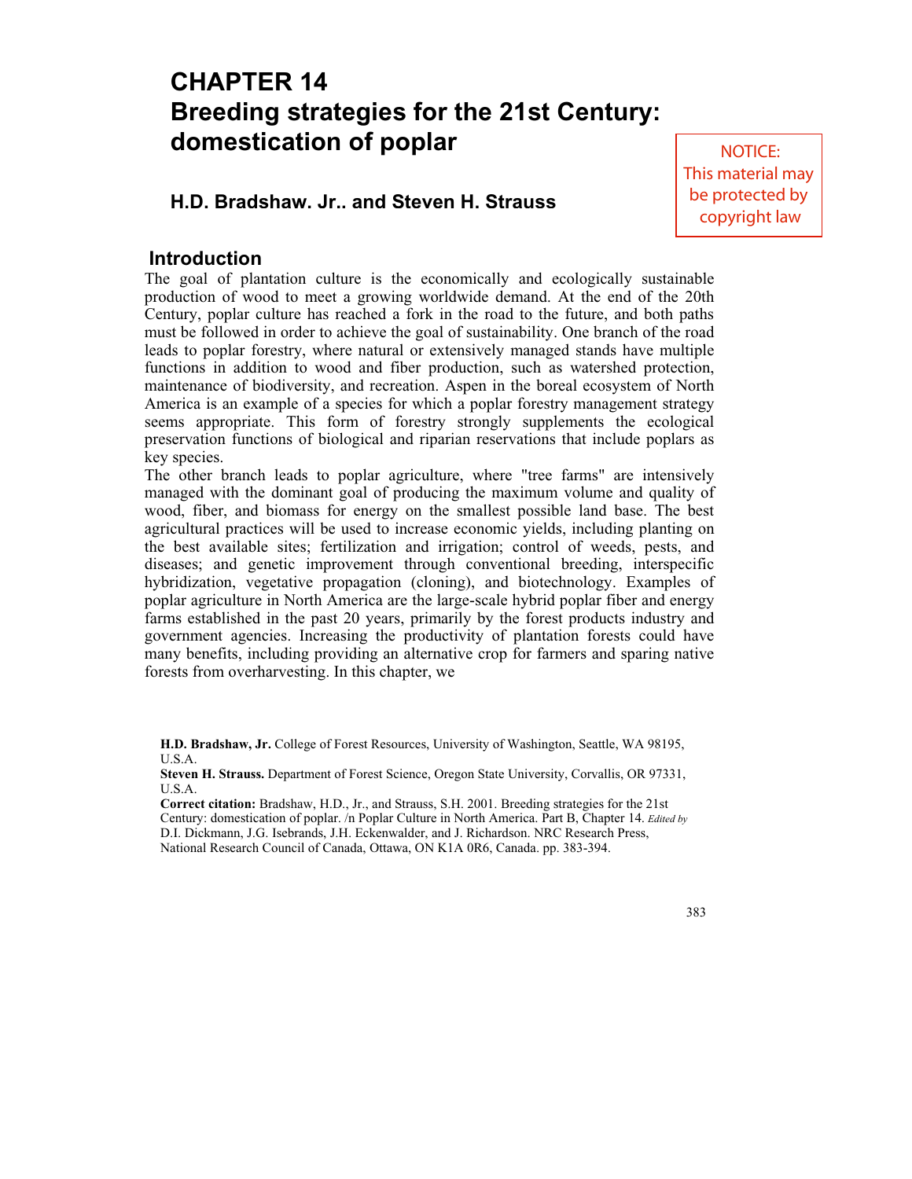# CHAPTER 14
# Breeding strategies for the 21st Century: domestication of poplar

NOTICE: This material may be protected by copyright law

### H.D. Bradshaw. Jr.. and Steven H. Strauss

## Introduction

The goal of plantation culture is the economically and ecologically sustainable production of wood to meet a growing worldwide demand. At the end of the 20th Century, poplar culture has reached a fork in the road to the future, and both paths must be followed in order to achieve the goal of sustainability. One branch of the road leads to poplar forestry, where natural or extensively managed stands have multiple functions in addition to wood and fiber production, such as watershed protection, maintenance of biodiversity, and recreation. Aspen in the boreal ecosystem of North America is an example of a species for which a poplar forestry management strategy seems appropriate. This form of forestry strongly supplements the ecological preservation functions of biological and riparian reservations that include poplars as key species.

The other branch leads to poplar agriculture, where "tree farms" are intensively managed with the dominant goal of producing the maximum volume and quality of wood, fiber, and biomass for energy on the smallest possible land base. The best agricultural practices will be used to increase economic yields, including planting on the best available sites; fertilization and irrigation; control of weeds, pests, and diseases; and genetic improvement through conventional breeding, interspecific hybridization, vegetative propagation (cloning), and biotechnology. Examples of poplar agriculture in North America are the large-scale hybrid poplar fiber and energy farms established in the past 20 years, primarily by the forest products industry and government agencies. Increasing the productivity of plantation forests could have many benefits, including providing an alternative crop for farmers and sparing native forests from overharvesting. In this chapter, we

**H.D. Bradshaw, Jr.** College of Forest Resources, University of Washington, Seattle, WA 98195, U.S.A.

**Steven H. Strauss.** Department of Forest Science, Oregon State University, Corvallis, OR 97331, U.S.A.

**Correct citation:** Bradshaw, H.D., Jr., and Strauss, S.H. 2001. Breeding strategies for the 21st Century: domestication of poplar. /n Poplar Culture in North America. Part B, Chapter 14. *Edited by* D.I. Dickmann, J.G. Isebrands, J.H. Eckenwalder, and J. Richardson. NRC Research Press, National Research Council of Canada, Ottawa, ON K1A 0R6, Canada. pp. 383-394.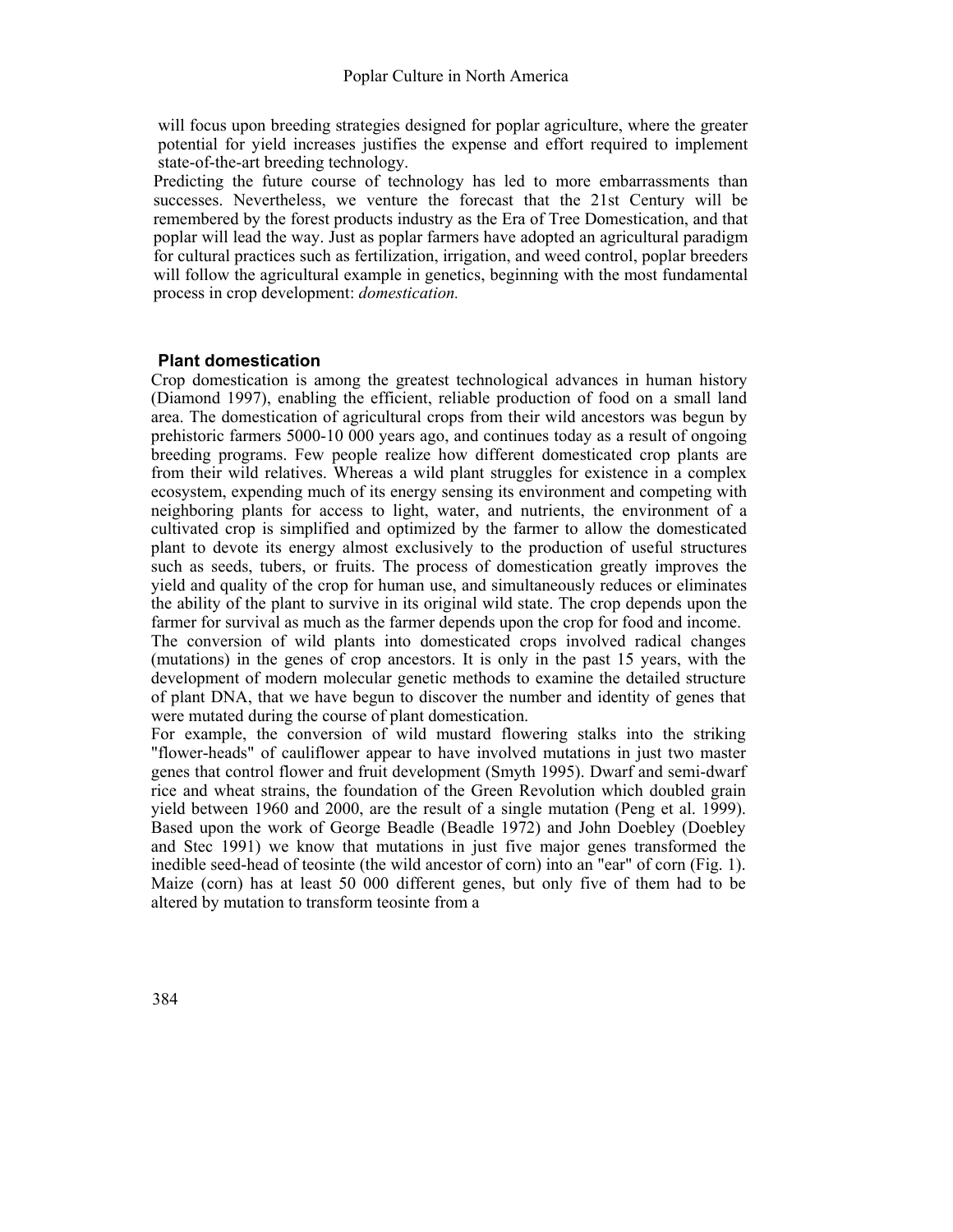will focus upon breeding strategies designed for poplar agriculture, where the greater potential for yield increases justifies the expense and effort required to implement state-of-the-art breeding technology.

Predicting the future course of technology has led to more embarrassments than successes. Nevertheless, we venture the forecast that the 21st Century will be remembered by the forest products industry as the Era of Tree Domestication, and that poplar will lead the way. Just as poplar farmers have adopted an agricultural paradigm for cultural practices such as fertilization, irrigation, and weed control, poplar breeders will follow the agricultural example in genetics, beginning with the most fundamental process in crop development: *domestication.*

## Plant domestication

Crop domestication is among the greatest technological advances in human history (Diamond 1997), enabling the efficient, reliable production of food on a small land area. The domestication of agricultural crops from their wild ancestors was begun by prehistoric farmers 5000-10 000 years ago, and continues today as a result of ongoing breeding programs. Few people realize how different domesticated crop plants are from their wild relatives. Whereas a wild plant struggles for existence in a complex ecosystem, expending much of its energy sensing its environment and competing with neighboring plants for access to light, water, and nutrients, the environment of a cultivated crop is simplified and optimized by the farmer to allow the domesticated plant to devote its energy almost exclusively to the production of useful structures such as seeds, tubers, or fruits. The process of domestication greatly improves the yield and quality of the crop for human use, and simultaneously reduces or eliminates the ability of the plant to survive in its original wild state. The crop depends upon the farmer for survival as much as the farmer depends upon the crop for food and income.

The conversion of wild plants into domesticated crops involved radical changes (mutations) in the genes of crop ancestors. It is only in the past 15 years, with the development of modern molecular genetic methods to examine the detailed structure of plant DNA, that we have begun to discover the number and identity of genes that were mutated during the course of plant domestication.

For example, the conversion of wild mustard flowering stalks into the striking "flower-heads" of cauliflower appear to have involved mutations in just two master genes that control flower and fruit development (Smyth 1995). Dwarf and semi-dwarf rice and wheat strains, the foundation of the Green Revolution which doubled grain yield between 1960 and 2000, are the result of a single mutation (Peng et al. 1999). Based upon the work of George Beadle (Beadle 1972) and John Doebley (Doebley and Stec 1991) we know that mutations in just five major genes transformed the inedible seed-head of teosinte (the wild ancestor of corn) into an "ear" of corn (Fig. 1). Maize (corn) has at least 50 000 different genes, but only five of them had to be altered by mutation to transform teosinte from a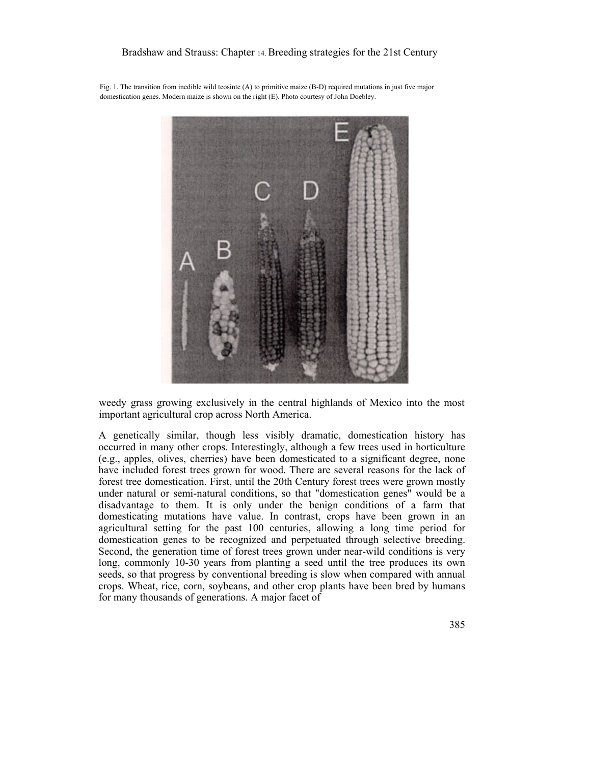Fig. 1. The transition from inedible wild teosinte (A) to primitive maize (B-D) required mutations in just five major domestication genes. Modern maize is shown on the right (E). Photo courtesy of John Doebley.

weedy grass growing exclusively in the central highlands of Mexico into the most important agricultural crop across North America.

A genetically similar, though less visibly dramatic, domestication history has occurred in many other crops. Interestingly, although a few trees used in horticulture (e.g., apples, olives, cherries) have been domesticated to a significant degree, none have included forest trees grown for wood. There are several reasons for the lack of forest tree domestication. First, until the 20th Century forest trees were grown mostly under natural or semi-natural conditions, so that "domestication genes" would be a disadvantage to them. It is only under the benign conditions of a farm that domesticating mutations have value. In contrast, crops have been grown in an agricultural setting for the past 100 centuries, allowing a long time period for domestication genes to be recognized and perpetuated through selective breeding. Second, the generation time of forest trees grown under near-wild conditions is very long, commonly 10-30 years from planting a seed until the tree produces its own seeds, so that progress by conventional breeding is slow when compared with annual crops. Wheat, rice, corn, soybeans, and other crop plants have been bred by humans for many thousands of generations. A major facet of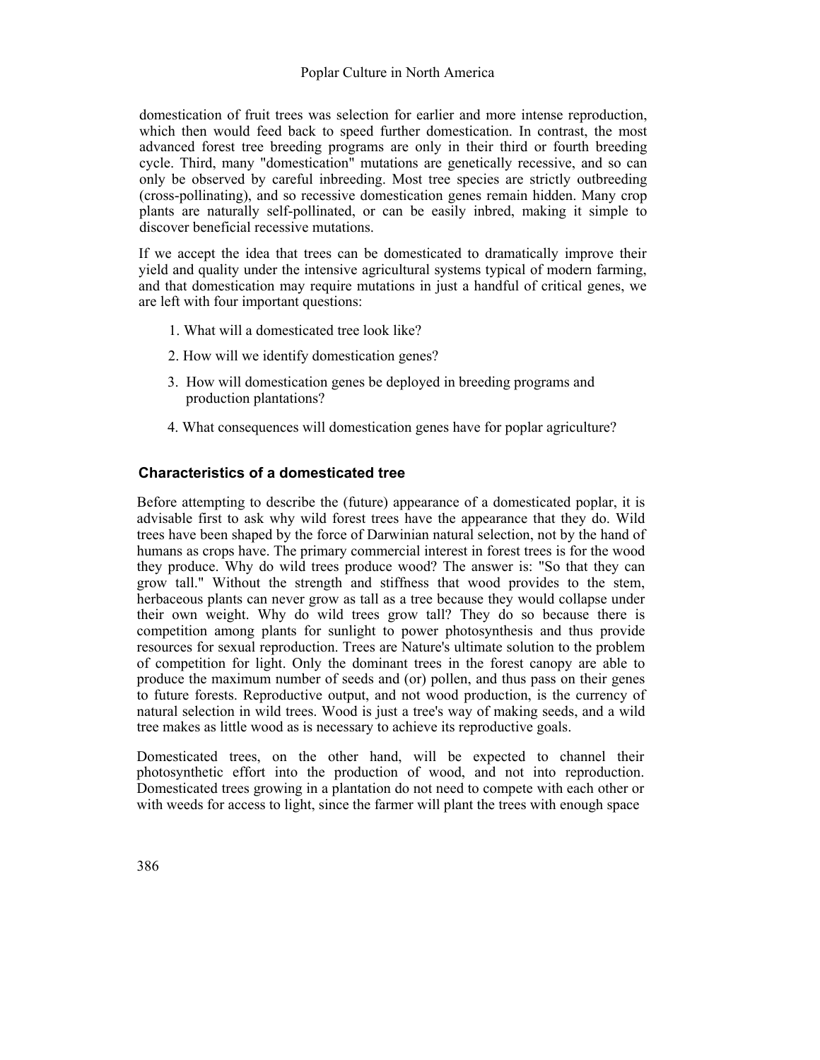domestication of fruit trees was selection for earlier and more intense reproduction, which then would feed back to speed further domestication. In contrast, the most advanced forest tree breeding programs are only in their third or fourth breeding cycle. Third, many "domestication" mutations are genetically recessive, and so can only be observed by careful inbreeding. Most tree species are strictly outbreeding (cross-pollinating), and so recessive domestication genes remain hidden. Many crop plants are naturally self-pollinated, or can be easily inbred, making it simple to discover beneficial recessive mutations.

If we accept the idea that trees can be domesticated to dramatically improve their yield and quality under the intensive agricultural systems typical of modern farming, and that domestication may require mutations in just a handful of critical genes, we are left with four important questions:

1. What will a domesticated tree look like?
2. How will we identify domestication genes?
3. How will domestication genes be deployed in breeding programs and production plantations?
4. What consequences will domestication genes have for poplar agriculture?

## Characteristics of a domesticated tree

Before attempting to describe the (future) appearance of a domesticated poplar, it is advisable first to ask why wild forest trees have the appearance that they do. Wild trees have been shaped by the force of Darwinian natural selection, not by the hand of humans as crops have. The primary commercial interest in forest trees is for the wood they produce. Why do wild trees produce wood? The answer is: "So that they can grow tall." Without the strength and stiffness that wood provides to the stem, herbaceous plants can never grow as tall as a tree because they would collapse under their own weight. Why do wild trees grow tall? They do so because there is competition among plants for sunlight to power photosynthesis and thus provide resources for sexual reproduction. Trees are Nature's ultimate solution to the problem of competition for light. Only the dominant trees in the forest canopy are able to produce the maximum number of seeds and (or) pollen, and thus pass on their genes to future forests. Reproductive output, and not wood production, is the currency of natural selection in wild trees. Wood is just a tree's way of making seeds, and a wild tree makes as little wood as is necessary to achieve its reproductive goals.

Domesticated trees, on the other hand, will be expected to channel their photosynthetic effort into the production of wood, and not into reproduction. Domesticated trees growing in a plantation do not need to compete with each other or with weeds for access to light, since the farmer will plant the trees with enough space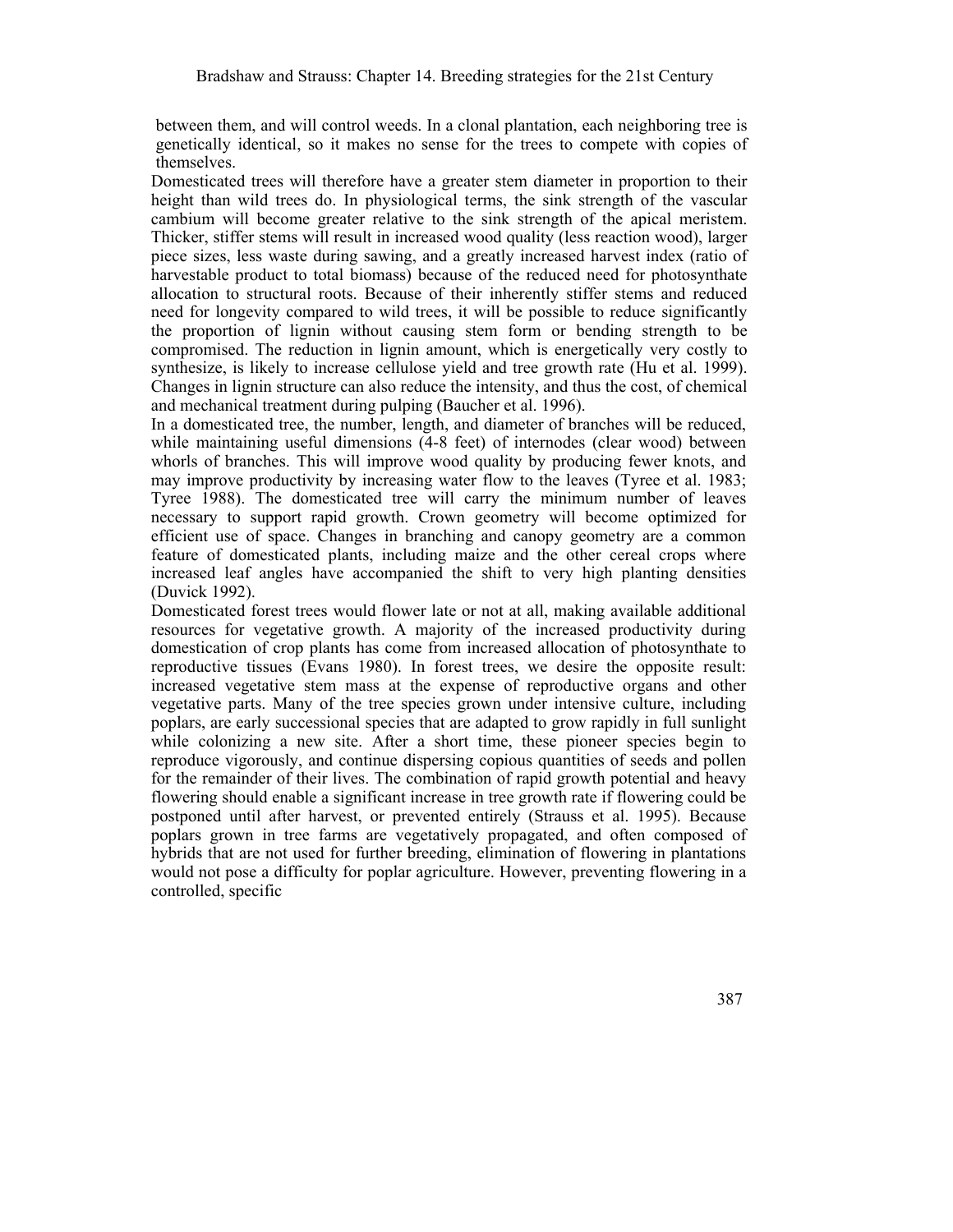between them, and will control weeds. In a clonal plantation, each neighboring tree is genetically identical, so it makes no sense for the trees to compete with copies of themselves.

Domesticated trees will therefore have a greater stem diameter in proportion to their height than wild trees do. In physiological terms, the sink strength of the vascular cambium will become greater relative to the sink strength of the apical meristem. Thicker, stiffer stems will result in increased wood quality (less reaction wood), larger piece sizes, less waste during sawing, and a greatly increased harvest index (ratio of harvestable product to total biomass) because of the reduced need for photosynthate allocation to structural roots. Because of their inherently stiffer stems and reduced need for longevity compared to wild trees, it will be possible to reduce significantly the proportion of lignin without causing stem form or bending strength to be compromised. The reduction in lignin amount, which is energetically very costly to synthesize, is likely to increase cellulose yield and tree growth rate (Hu et al. 1999). Changes in lignin structure can also reduce the intensity, and thus the cost, of chemical and mechanical treatment during pulping (Baucher et al. 1996).

In a domesticated tree, the number, length, and diameter of branches will be reduced, while maintaining useful dimensions (4-8 feet) of internodes (clear wood) between whorls of branches. This will improve wood quality by producing fewer knots, and may improve productivity by increasing water flow to the leaves (Tyree et al. 1983; Tyree 1988). The domesticated tree will carry the minimum number of leaves necessary to support rapid growth. Crown geometry will become optimized for efficient use of space. Changes in branching and canopy geometry are a common feature of domesticated plants, including maize and the other cereal crops where increased leaf angles have accompanied the shift to very high planting densities (Duvick 1992).

Domesticated forest trees would flower late or not at all, making available additional resources for vegetative growth. A majority of the increased productivity during domestication of crop plants has come from increased allocation of photosynthate to reproductive tissues (Evans 1980). In forest trees, we desire the opposite result: increased vegetative stem mass at the expense of reproductive organs and other vegetative parts. Many of the tree species grown under intensive culture, including poplars, are early successional species that are adapted to grow rapidly in full sunlight while colonizing a new site. After a short time, these pioneer species begin to reproduce vigorously, and continue dispersing copious quantities of seeds and pollen for the remainder of their lives. The combination of rapid growth potential and heavy flowering should enable a significant increase in tree growth rate if flowering could be postponed until after harvest, or prevented entirely (Strauss et al. 1995). Because poplars grown in tree farms are vegetatively propagated, and often composed of hybrids that are not used for further breeding, elimination of flowering in plantations would not pose a difficulty for poplar agriculture. However, preventing flowering in a controlled, specific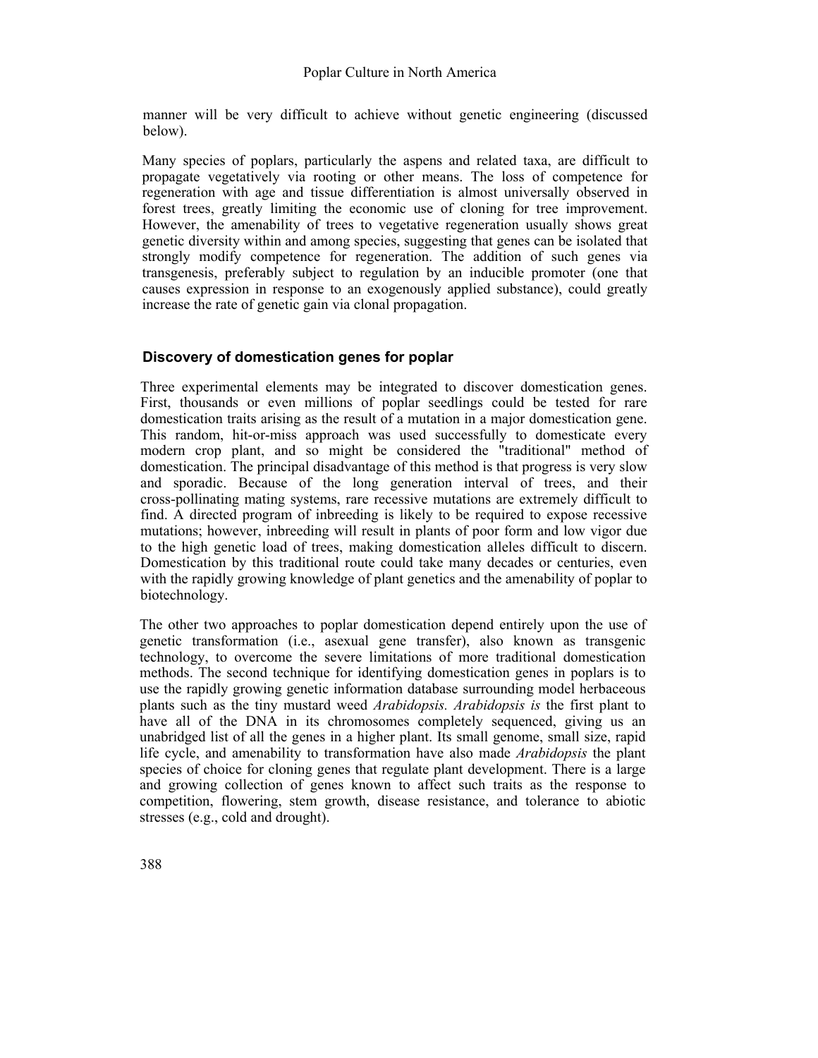manner will be very difficult to achieve without genetic engineering (discussed below).

Many species of poplars, particularly the aspens and related taxa, are difficult to propagate vegetatively via rooting or other means. The loss of competence for regeneration with age and tissue differentiation is almost universally observed in forest trees, greatly limiting the economic use of cloning for tree improvement. However, the amenability of trees to vegetative regeneration usually shows great genetic diversity within and among species, suggesting that genes can be isolated that strongly modify competence for regeneration. The addition of such genes via transgenesis, preferably subject to regulation by an inducible promoter (one that causes expression in response to an exogenously applied substance), could greatly increase the rate of genetic gain via clonal propagation.

## Discovery of domestication genes for poplar

Three experimental elements may be integrated to discover domestication genes. First, thousands or even millions of poplar seedlings could be tested for rare domestication traits arising as the result of a mutation in a major domestication gene. This random, hit-or-miss approach was used successfully to domesticate every modern crop plant, and so might be considered the "traditional" method of domestication. The principal disadvantage of this method is that progress is very slow and sporadic. Because of the long generation interval of trees, and their cross-pollinating mating systems, rare recessive mutations are extremely difficult to find. A directed program of inbreeding is likely to be required to expose recessive mutations; however, inbreeding will result in plants of poor form and low vigor due to the high genetic load of trees, making domestication alleles difficult to discern. Domestication by this traditional route could take many decades or centuries, even with the rapidly growing knowledge of plant genetics and the amenability of poplar to biotechnology.

The other two approaches to poplar domestication depend entirely upon the use of genetic transformation (i.e., asexual gene transfer), also known as transgenic technology, to overcome the severe limitations of more traditional domestication methods. The second technique for identifying domestication genes in poplars is to use the rapidly growing genetic information database surrounding model herbaceous plants such as the tiny mustard weed *Arabidopsis. Arabidopsis is* the first plant to have all of the DNA in its chromosomes completely sequenced, giving us an unabridged list of all the genes in a higher plant. Its small genome, small size, rapid life cycle, and amenability to transformation have also made *Arabidopsis* the plant species of choice for cloning genes that regulate plant development. There is a large and growing collection of genes known to affect such traits as the response to competition, flowering, stem growth, disease resistance, and tolerance to abiotic stresses (e.g., cold and drought).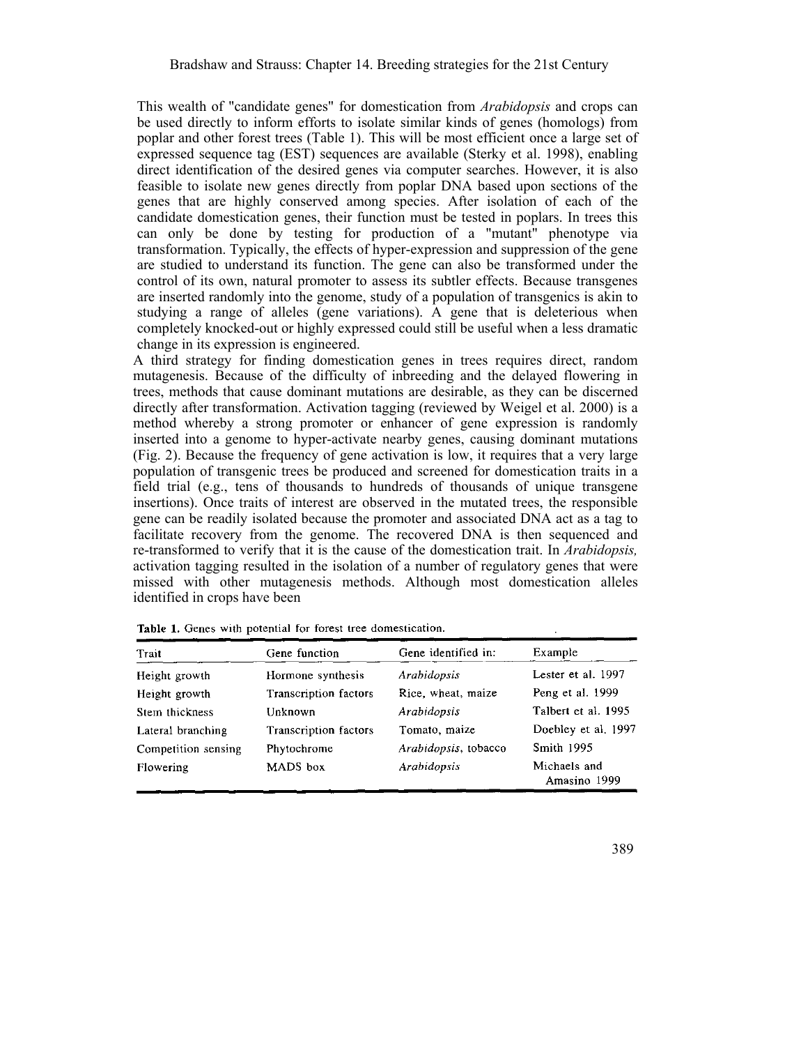This wealth of "candidate genes" for domestication from *Arabidopsis* and crops can be used directly to inform efforts to isolate similar kinds of genes (homologs) from poplar and other forest trees (Table 1). This will be most efficient once a large set of expressed sequence tag (EST) sequences are available (Sterky et al. 1998), enabling direct identification of the desired genes via computer searches. However, it is also feasible to isolate new genes directly from poplar DNA based upon sections of the genes that are highly conserved among species. After isolation of each of the candidate domestication genes, their function must be tested in poplars. In trees this can only be done by testing for production of a "mutant" phenotype via transformation. Typically, the effects of hyper-expression and suppression of the gene are studied to understand its function. The gene can also be transformed under the control of its own, natural promoter to assess its subtler effects. Because transgenes are inserted randomly into the genome, study of a population of transgenics is akin to studying a range of alleles (gene variations). A gene that is deleterious when completely knocked-out or highly expressed could still be useful when a less dramatic change in its expression is engineered.

A third strategy for finding domestication genes in trees requires direct, random mutagenesis. Because of the difficulty of inbreeding and the delayed flowering in trees, methods that cause dominant mutations are desirable, as they can be discerned directly after transformation. Activation tagging (reviewed by Weigel et al. 2000) is a method whereby a strong promoter or enhancer of gene expression is randomly inserted into a genome to hyper-activate nearby genes, causing dominant mutations (Fig. 2). Because the frequency of gene activation is low, it requires that a very large population of transgenic trees be produced and screened for domestication traits in a field trial (e.g., tens of thousands to hundreds of thousands of unique transgene insertions). Once traits of interest are observed in the mutated trees, the responsible gene can be readily isolated because the promoter and associated DNA act as a tag to facilitate recovery from the genome. The recovered DNA is then sequenced and re-transformed to verify that it is the cause of the domestication trait. In *Arabidopsis,* activation tagging resulted in the isolation of a number of regulatory genes that were missed with other mutagenesis methods. Although most domestication alleles identified in crops have been

**Table 1.** Genes with potential for forest tree domestication.

| Trait | Gene function | Gene identified in: | Example |
|---|---|---|---|
| Height growth | Hormone synthesis | *Arabidopsis* | Lester et al. 1997 |
| Height growth | Transcription factors | Rice, wheat, maize | Peng et al. 1999 |
| Stem thickness | Unknown | *Arabidopsis* | Talbert et al. 1995 |
| Lateral branching | Transcription factors | Tomato, maize | Doebley et al. 1997 |
| Competition sensing | Phytochrome | *Arabidopsis*, tobacco | Smith 1995 |
| Flowering | MADS box | *Arabidopsis* | Michaels and Amasino 1999 |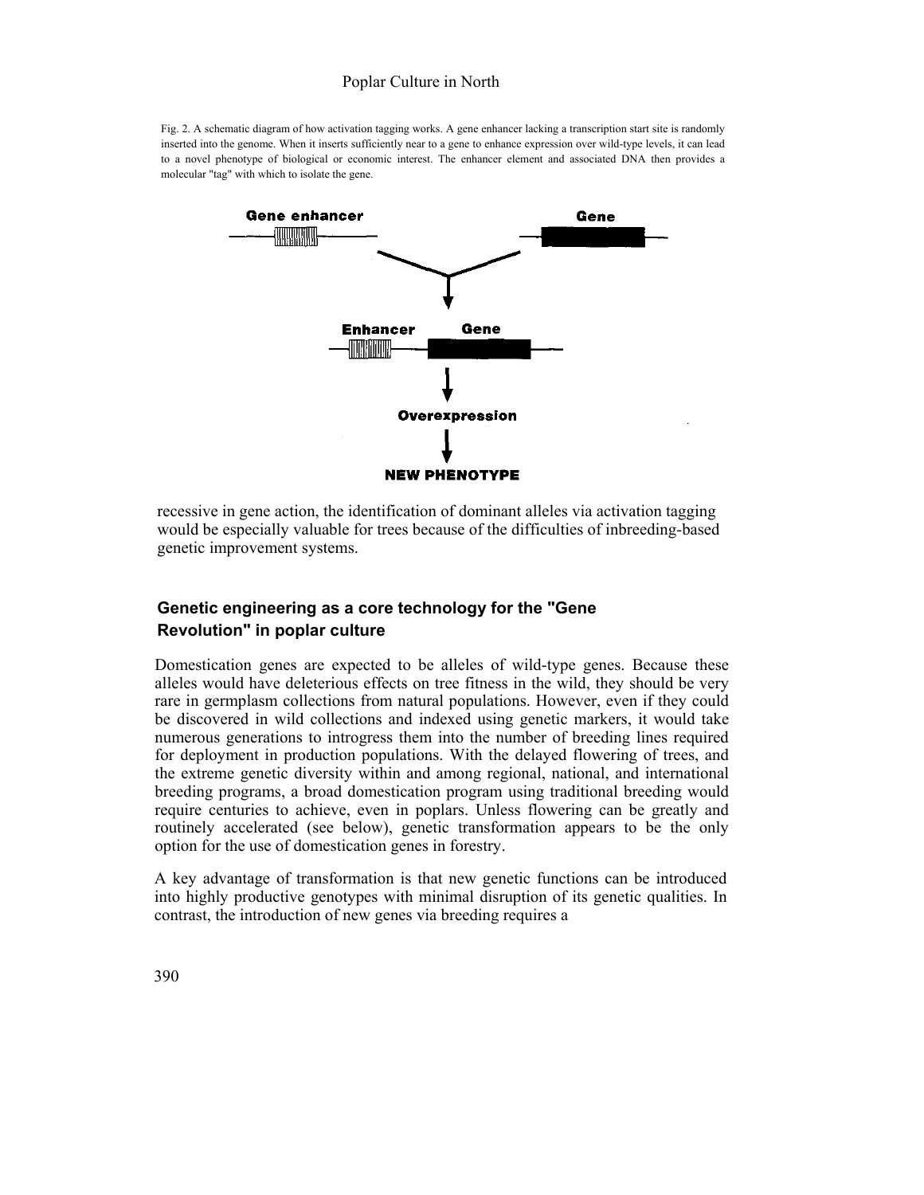Fig. 2. A schematic diagram of how activation tagging works. A gene enhancer lacking a transcription start site is randomly inserted into the genome. When it inserts sufficiently near to a gene to enhance expression over wild-type levels, it can lead to a novel phenotype of biological or economic interest. The enhancer element and associated DNA then provides a molecular "tag" with which to isolate the gene.

recessive in gene action, the identification of dominant alleles via activation tagging would be especially valuable for trees because of the difficulties of inbreeding-based genetic improvement systems.

## Genetic engineering as a core technology for the "Gene Revolution" in poplar culture

Domestication genes are expected to be alleles of wild-type genes. Because these alleles would have deleterious effects on tree fitness in the wild, they should be very rare in germplasm collections from natural populations. However, even if they could be discovered in wild collections and indexed using genetic markers, it would take numerous generations to introgress them into the number of breeding lines required for deployment in production populations. With the delayed flowering of trees, and the extreme genetic diversity within and among regional, national, and international breeding programs, a broad domestication program using traditional breeding would require centuries to achieve, even in poplars. Unless flowering can be greatly and routinely accelerated (see below), genetic transformation appears to be the only option for the use of domestication genes in forestry.

A key advantage of transformation is that new genetic functions can be introduced into highly productive genotypes with minimal disruption of its genetic qualities. In contrast, the introduction of new genes via breeding requires a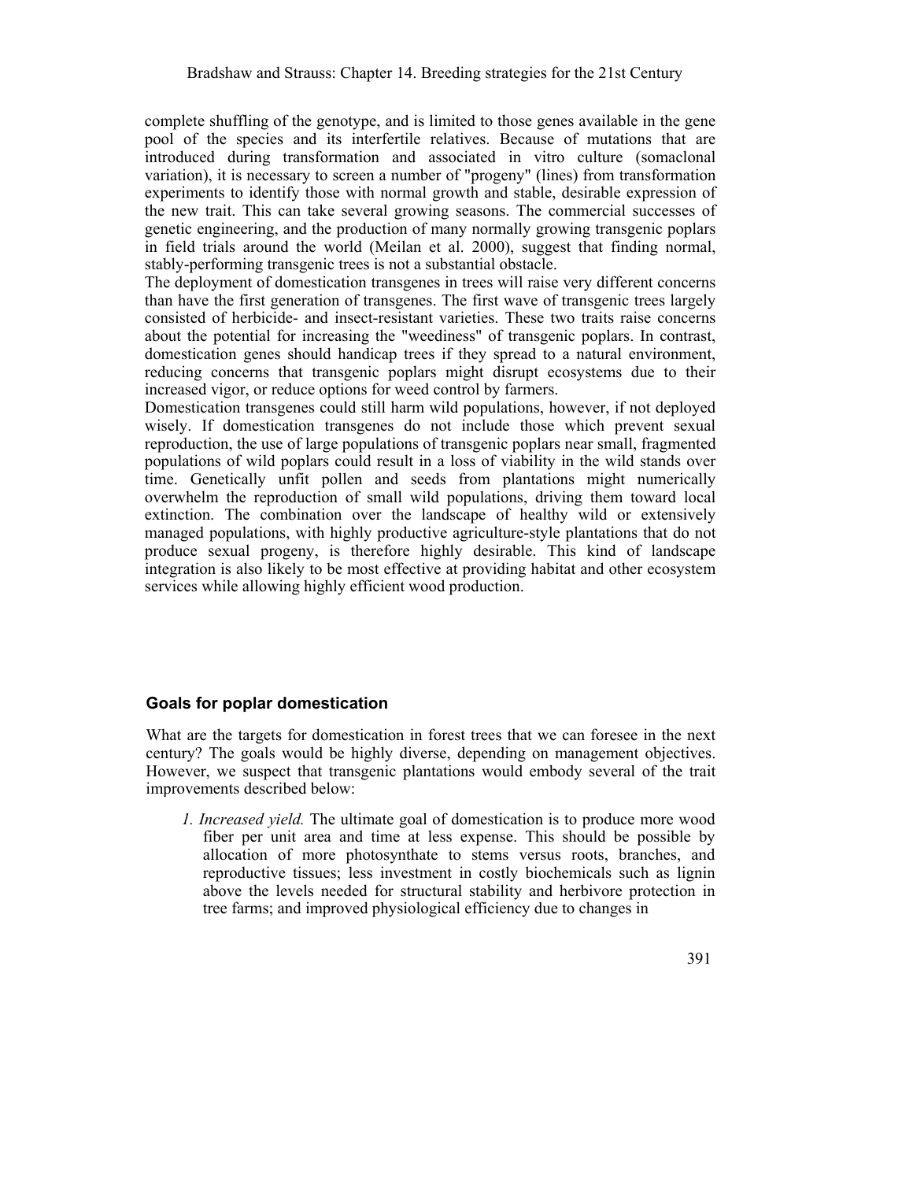complete shuffling of the genotype, and is limited to those genes available in the gene pool of the species and its interfertile relatives. Because of mutations that are introduced during transformation and associated in vitro culture (somaclonal variation), it is necessary to screen a number of "progeny" (lines) from transformation experiments to identify those with normal growth and stable, desirable expression of the new trait. This can take several growing seasons. The commercial successes of genetic engineering, and the production of many normally growing transgenic poplars in field trials around the world (Meilan et al. 2000), suggest that finding normal, stably-performing transgenic trees is not a substantial obstacle.

The deployment of domestication transgenes in trees will raise very different concerns than have the first generation of transgenes. The first wave of transgenic trees largely consisted of herbicide- and insect-resistant varieties. These two traits raise concerns about the potential for increasing the "weediness" of transgenic poplars. In contrast, domestication genes should handicap trees if they spread to a natural environment, reducing concerns that transgenic poplars might disrupt ecosystems due to their increased vigor, or reduce options for weed control by farmers.

Domestication transgenes could still harm wild populations, however, if not deployed wisely. If domestication transgenes do not include those which prevent sexual reproduction, the use of large populations of transgenic poplars near small, fragmented populations of wild poplars could result in a loss of viability in the wild stands over time. Genetically unfit pollen and seeds from plantations might numerically overwhelm the reproduction of small wild populations, driving them toward local extinction. The combination over the landscape of healthy wild or extensively managed populations, with highly productive agriculture-style plantations that do not produce sexual progeny, is therefore highly desirable. This kind of landscape integration is also likely to be most effective at providing habitat and other ecosystem services while allowing highly efficient wood production.

## Goals for poplar domestication

What are the targets for domestication in forest trees that we can foresee in the next century? The goals would be highly diverse, depending on management objectives. However, we suspect that transgenic plantations would embody several of the trait improvements described below:

1. *Increased yield.* The ultimate goal of domestication is to produce more wood fiber per unit area and time at less expense. This should be possible by allocation of more photosynthate to stems versus roots, branches, and reproductive tissues; less investment in costly biochemicals such as lignin above the levels needed for structural stability and herbivore protection in tree farms; and improved physiological efficiency due to changes in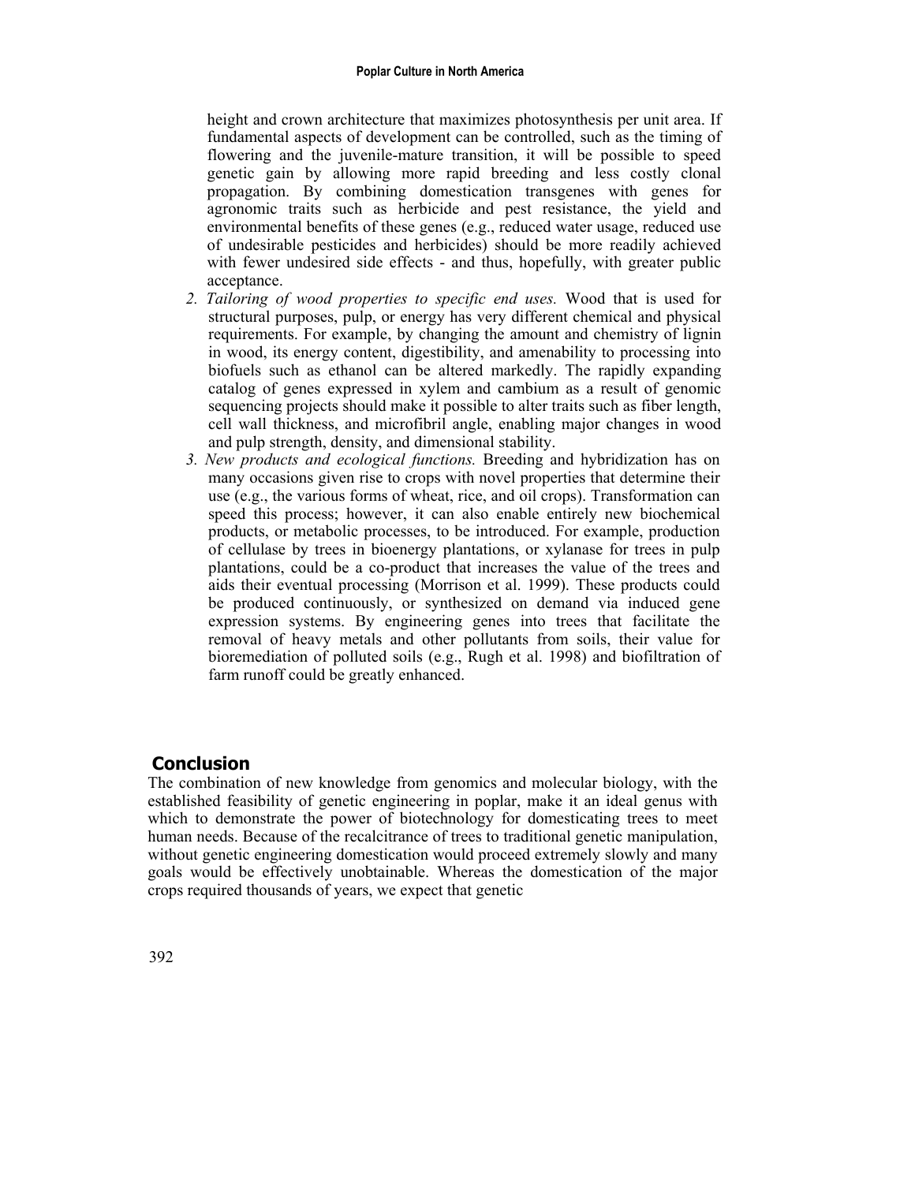height and crown architecture that maximizes photosynthesis per unit area. If fundamental aspects of development can be controlled, such as the timing of flowering and the juvenile-mature transition, it will be possible to speed genetic gain by allowing more rapid breeding and less costly clonal propagation. By combining domestication transgenes with genes for agronomic traits such as herbicide and pest resistance, the yield and environmental benefits of these genes (e.g., reduced water usage, reduced use of undesirable pesticides and herbicides) should be more readily achieved with fewer undesired side effects - and thus, hopefully, with greater public acceptance.

2. *Tailoring of wood properties to specific end uses.* Wood that is used for structural purposes, pulp, or energy has very different chemical and physical requirements. For example, by changing the amount and chemistry of lignin in wood, its energy content, digestibility, and amenability to processing into biofuels such as ethanol can be altered markedly. The rapidly expanding catalog of genes expressed in xylem and cambium as a result of genomic sequencing projects should make it possible to alter traits such as fiber length, cell wall thickness, and microfibril angle, enabling major changes in wood and pulp strength, density, and dimensional stability.
3. *New products and ecological functions.* Breeding and hybridization has on many occasions given rise to crops with novel properties that determine their use (e.g., the various forms of wheat, rice, and oil crops). Transformation can speed this process; however, it can also enable entirely new biochemical products, or metabolic processes, to be introduced. For example, production of cellulase by trees in bioenergy plantations, or xylanase for trees in pulp plantations, could be a co-product that increases the value of the trees and aids their eventual processing (Morrison et al. 1999). These products could be produced continuously, or synthesized on demand via induced gene expression systems. By engineering genes into trees that facilitate the removal of heavy metals and other pollutants from soils, their value for bioremediation of polluted soils (e.g., Rugh et al. 1998) and biofiltration of farm runoff could be greatly enhanced.

## Conclusion

The combination of new knowledge from genomics and molecular biology, with the established feasibility of genetic engineering in poplar, make it an ideal genus with which to demonstrate the power of biotechnology for domesticating trees to meet human needs. Because of the recalcitrance of trees to traditional genetic manipulation, without genetic engineering domestication would proceed extremely slowly and many goals would be effectively unobtainable. Whereas the domestication of the major crops required thousands of years, we expect that genetic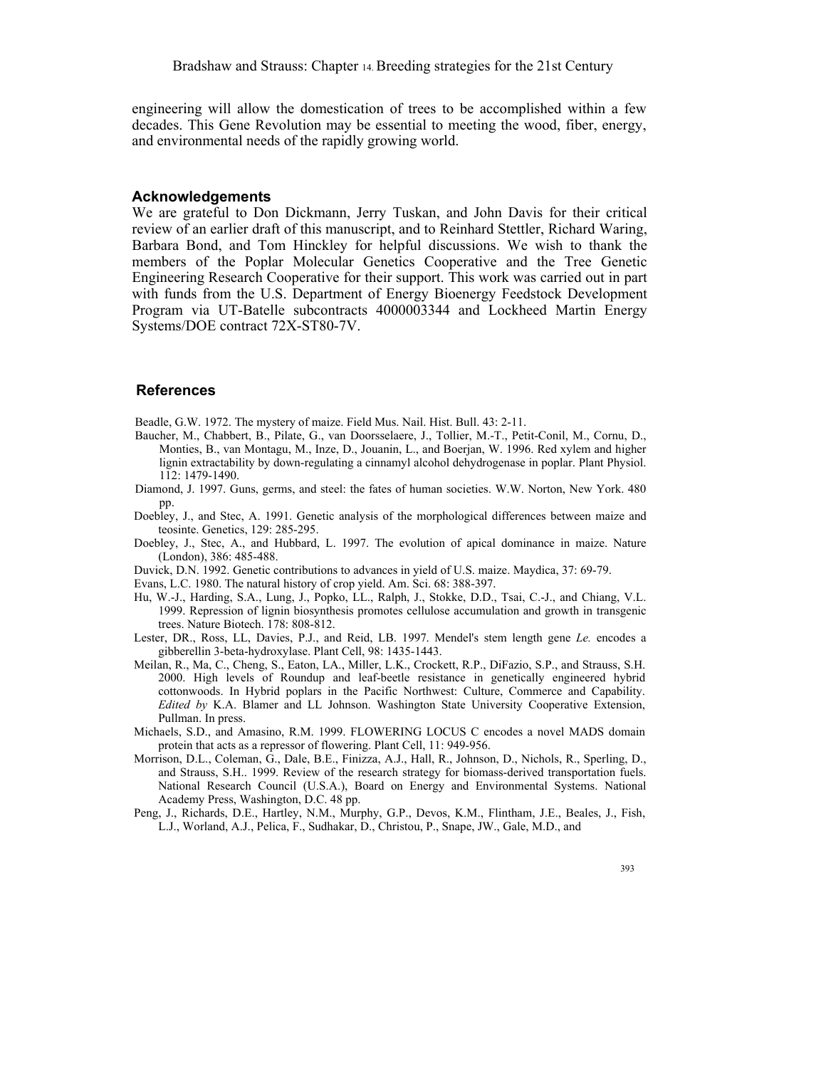engineering will allow the domestication of trees to be accomplished within a few decades. This Gene Revolution may be essential to meeting the wood, fiber, energy, and environmental needs of the rapidly growing world.

## Acknowledgements

We are grateful to Don Dickmann, Jerry Tuskan, and John Davis for their critical review of an earlier draft of this manuscript, and to Reinhard Stettler, Richard Waring, Barbara Bond, and Tom Hinckley for helpful discussions. We wish to thank the members of the Poplar Molecular Genetics Cooperative and the Tree Genetic Engineering Research Cooperative for their support. This work was carried out in part with funds from the U.S. Department of Energy Bioenergy Feedstock Development Program via UT-Batelle subcontracts 4000003344 and Lockheed Martin Energy Systems/DOE contract 72X-ST80-7V.

## References

Beadle, G.W. 1972. The mystery of maize. Field Mus. Nail. Hist. Bull. 43: 2-11.

Baucher, M., Chabbert, B., Pilate, G., van Doorsselaere, J., Tollier, M.-T., Petit-Conil, M., Cornu, D., Monties, B., van Montagu, M., Inze, D., Jouanin, L., and Boerjan, W. 1996. Red xylem and higher lignin extractability by down-regulating a cinnamyl alcohol dehydrogenase in poplar. Plant Physiol. 112: 1479-1490.

Diamond, J. 1997. Guns, germs, and steel: the fates of human societies. W.W. Norton, New York. 480 pp.

Doebley, J., and Stec, A. 1991. Genetic analysis of the morphological differences between maize and teosinte. Genetics, 129: 285-295.

Doebley, J., Stec, A., and Hubbard, L. 1997. The evolution of apical dominance in maize. Nature (London), 386: 485-488.

Duvick, D.N. 1992. Genetic contributions to advances in yield of U.S. maize. Maydica, 37: 69-79.

Evans, L.C. 1980. The natural history of crop yield. Am. Sci. 68: 388-397.

Hu, W.-J., Harding, S.A., Lung, J., Popko, LL., Ralph, J., Stokke, D.D., Tsai, C.-J., and Chiang, V.L. 1999. Repression of lignin biosynthesis promotes cellulose accumulation and growth in transgenic trees. Nature Biotech. 178: 808-812.

Lester, DR., Ross, LL, Davies, P.J., and Reid, LB. 1997. Mendel's stem length gene *Le.* encodes a gibberellin 3-beta-hydroxylase. Plant Cell, 98: 1435-1443.

Meilan, R., Ma, C., Cheng, S., Eaton, LA., Miller, L.K., Crockett, R.P., DiFazio, S.P., and Strauss, S.H. 2000. High levels of Roundup and leaf-beetle resistance in genetically engineered hybrid cottonwoods. In Hybrid poplars in the Pacific Northwest: Culture, Commerce and Capability. *Edited by* K.A. Blamer and LL Johnson. Washington State University Cooperative Extension, Pullman. In press.

Michaels, S.D., and Amasino, R.M. 1999. FLOWERING LOCUS C encodes a novel MADS domain protein that acts as a repressor of flowering. Plant Cell, 11: 949-956.

Morrison, D.L., Coleman, G., Dale, B.E., Finizza, A.J., Hall, R., Johnson, D., Nichols, R., Sperling, D., and Strauss, S.H.. 1999. Review of the research strategy for biomass-derived transportation fuels. National Research Council (U.S.A.), Board on Energy and Environmental Systems. National Academy Press, Washington, D.C. 48 pp.

Peng, J., Richards, D.E., Hartley, N.M., Murphy, G.P., Devos, K.M., Flintham, J.E., Beales, J., Fish, L.J., Worland, A.J., Pelica, F., Sudhakar, D., Christou, P., Snape, JW., Gale, M.D., and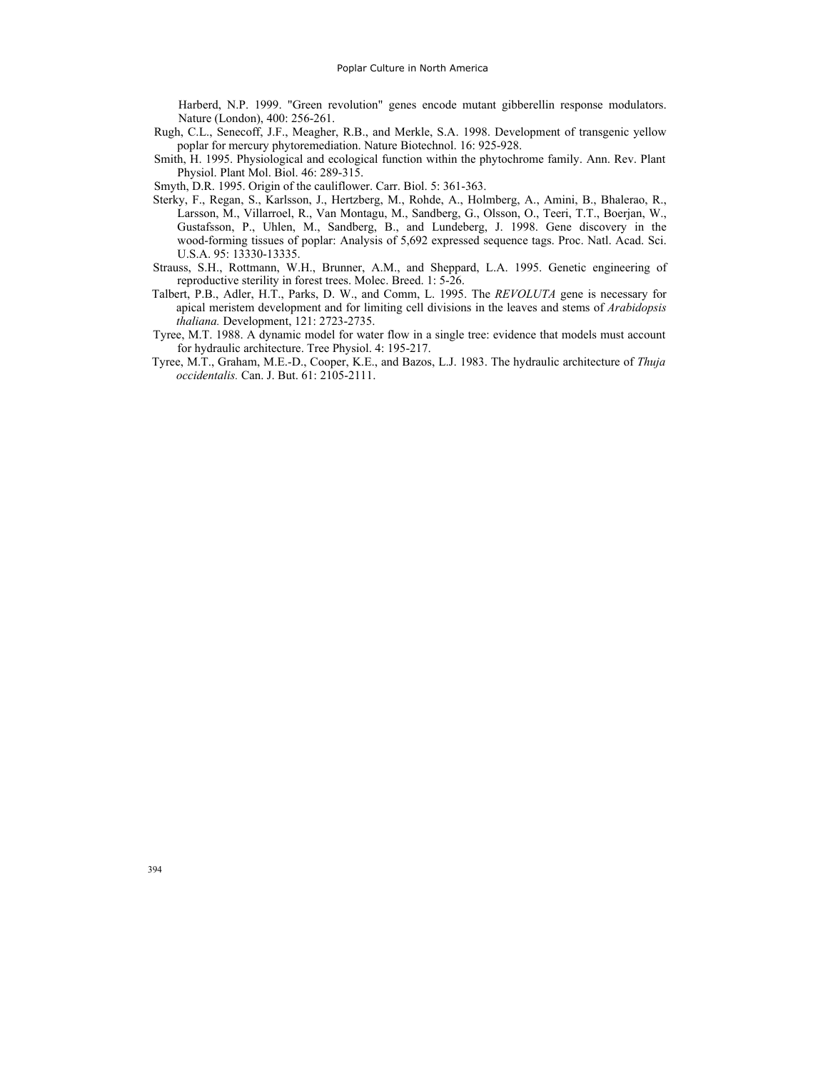Harberd, N.P. 1999. "Green revolution" genes encode mutant gibberellin response modulators. Nature (London), 400: 256-261.

Rugh, C.L., Senecoff, J.F., Meagher, R.B., and Merkle, S.A. 1998. Development of transgenic yellow poplar for mercury phytoremediation. Nature Biotechnol. 16: 925-928.

Smith, H. 1995. Physiological and ecological function within the phytochrome family. Ann. Rev. Plant Physiol. Plant Mol. Biol. 46: 289-315.

Smyth, D.R. 1995. Origin of the cauliflower. Carr. Biol. 5: 361-363.

Sterky, F., Regan, S., Karlsson, J., Hertzberg, M., Rohde, A., Holmberg, A., Amini, B., Bhalerao, R., Larsson, M., Villarroel, R., Van Montagu, M., Sandberg, G., Olsson, O., Teeri, T.T., Boerjan, W., Gustafsson, P., Uhlen, M., Sandberg, B., and Lundeberg, J. 1998. Gene discovery in the wood-forming tissues of poplar: Analysis of 5,692 expressed sequence tags. Proc. Natl. Acad. Sci. U.S.A. 95: 13330-13335.

Strauss, S.H., Rottmann, W.H., Brunner, A.M., and Sheppard, L.A. 1995. Genetic engineering of reproductive sterility in forest trees. Molec. Breed. 1: 5-26.

Talbert, P.B., Adler, H.T., Parks, D. W., and Comm, L. 1995. The *REVOLUTA* gene is necessary for apical meristem development and for limiting cell divisions in the leaves and stems of *Arabidopsis thaliana.* Development, 121: 2723-2735.

Tyree, M.T. 1988. A dynamic model for water flow in a single tree: evidence that models must account for hydraulic architecture. Tree Physiol. 4: 195-217.

Tyree, M.T., Graham, M.E.-D., Cooper, K.E., and Bazos, L.J. 1983. The hydraulic architecture of *Thuja occidentalis.* Can. J. But. 61: 2105-2111.